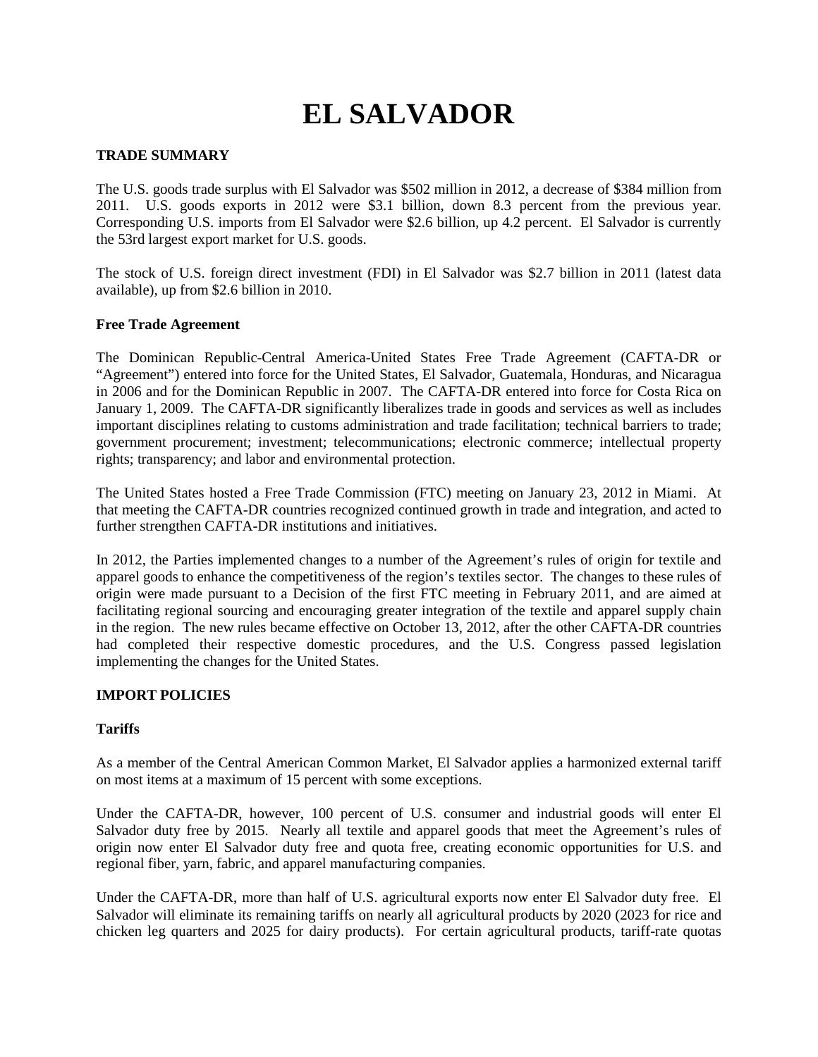# EL SALVADOR

## TRADE SUMMARY

The U.S. goods trade surplus with El Salvador was $502 million in 2012, a decrease of $384 million from 2011. U.S. goods exports in 2012 were $3.1 billion, down 8.3 percent from the previous year. Corresponding U.S. imports from El Salvador were $2.6 billion, up 4.2 percent. El Salvador is currently the 53rd largest export market for U.S. goods.

The stock of U.S. foreign direct investment (FDI) in El Salvador was $2.7 billion in 2011 (latest data available), up from $2.6 billion in 2010.

### Free Trade Agreement

The Dominican Republic-Central America-United States Free Trade Agreement (CAFTA-DR or "Agreement") entered into force for the United States, El Salvador, Guatemala, Honduras, and Nicaragua in 2006 and for the Dominican Republic in 2007. The CAFTA-DR entered into force for Costa Rica on January 1, 2009. The CAFTA-DR significantly liberalizes trade in goods and services as well as includes important disciplines relating to customs administration and trade facilitation; technical barriers to trade; government procurement; investment; telecommunications; electronic commerce; intellectual property rights; transparency; and labor and environmental protection.

The United States hosted a Free Trade Commission (FTC) meeting on January 23, 2012 in Miami. At that meeting the CAFTA-DR countries recognized continued growth in trade and integration, and acted to further strengthen CAFTA-DR institutions and initiatives.

In 2012, the Parties implemented changes to a number of the Agreement's rules of origin for textile and apparel goods to enhance the competitiveness of the region's textiles sector. The changes to these rules of origin were made pursuant to a Decision of the first FTC meeting in February 2011, and are aimed at facilitating regional sourcing and encouraging greater integration of the textile and apparel supply chain in the region. The new rules became effective on October 13, 2012, after the other CAFTA-DR countries had completed their respective domestic procedures, and the U.S. Congress passed legislation implementing the changes for the United States.

## IMPORT POLICIES

### Tariffs

As a member of the Central American Common Market, El Salvador applies a harmonized external tariff on most items at a maximum of 15 percent with some exceptions.

Under the CAFTA-DR, however, 100 percent of U.S. consumer and industrial goods will enter El Salvador duty free by 2015. Nearly all textile and apparel goods that meet the Agreement's rules of origin now enter El Salvador duty free and quota free, creating economic opportunities for U.S. and regional fiber, yarn, fabric, and apparel manufacturing companies.

Under the CAFTA-DR, more than half of U.S. agricultural exports now enter El Salvador duty free. El Salvador will eliminate its remaining tariffs on nearly all agricultural products by 2020 (2023 for rice and chicken leg quarters and 2025 for dairy products). For certain agricultural products, tariff-rate quotas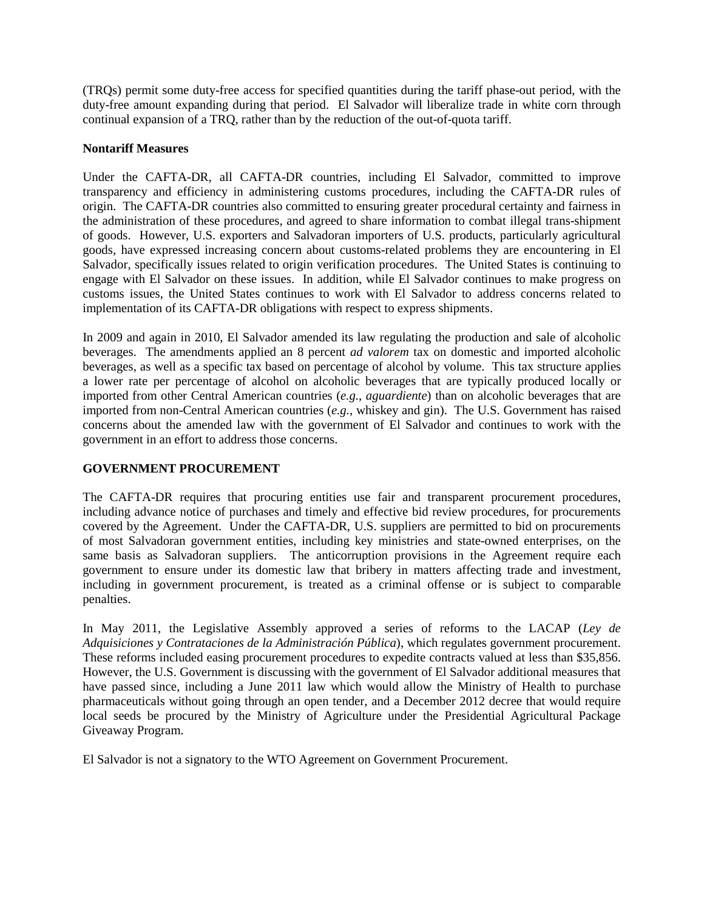(TRQs) permit some duty-free access for specified quantities during the tariff phase-out period, with the duty-free amount expanding during that period. El Salvador will liberalize trade in white corn through continual expansion of a TRQ, rather than by the reduction of the out-of-quota tariff.

**Nontariff Measures**

Under the CAFTA-DR, all CAFTA-DR countries, including El Salvador, committed to improve transparency and efficiency in administering customs procedures, including the CAFTA-DR rules of origin. The CAFTA-DR countries also committed to ensuring greater procedural certainty and fairness in the administration of these procedures, and agreed to share information to combat illegal trans-shipment of goods. However, U.S. exporters and Salvadoran importers of U.S. products, particularly agricultural goods, have expressed increasing concern about customs-related problems they are encountering in El Salvador, specifically issues related to origin verification procedures. The United States is continuing to engage with El Salvador on these issues. In addition, while El Salvador continues to make progress on customs issues, the United States continues to work with El Salvador to address concerns related to implementation of its CAFTA-DR obligations with respect to express shipments.

In 2009 and again in 2010, El Salvador amended its law regulating the production and sale of alcoholic beverages. The amendments applied an 8 percent *ad valorem* tax on domestic and imported alcoholic beverages, as well as a specific tax based on percentage of alcohol by volume. This tax structure applies a lower rate per percentage of alcohol on alcoholic beverages that are typically produced locally or imported from other Central American countries (*e.g.*, *aguardiente*) than on alcoholic beverages that are imported from non-Central American countries (*e.g.*, whiskey and gin). The U.S. Government has raised concerns about the amended law with the government of El Salvador and continues to work with the government in an effort to address those concerns.

## GOVERNMENT PROCUREMENT

The CAFTA-DR requires that procuring entities use fair and transparent procurement procedures, including advance notice of purchases and timely and effective bid review procedures, for procurements covered by the Agreement. Under the CAFTA-DR, U.S. suppliers are permitted to bid on procurements of most Salvadoran government entities, including key ministries and state-owned enterprises, on the same basis as Salvadoran suppliers. The anticorruption provisions in the Agreement require each government to ensure under its domestic law that bribery in matters affecting trade and investment, including in government procurement, is treated as a criminal offense or is subject to comparable penalties.

In May 2011, the Legislative Assembly approved a series of reforms to the LACAP (*Ley de Adquisiciones y Contrataciones de la Administración Pública*), which regulates government procurement. These reforms included easing procurement procedures to expedite contracts valued at less than $35,856. However, the U.S. Government is discussing with the government of El Salvador additional measures that have passed since, including a June 2011 law which would allow the Ministry of Health to purchase pharmaceuticals without going through an open tender, and a December 2012 decree that would require local seeds be procured by the Ministry of Agriculture under the Presidential Agricultural Package Giveaway Program.

El Salvador is not a signatory to the WTO Agreement on Government Procurement.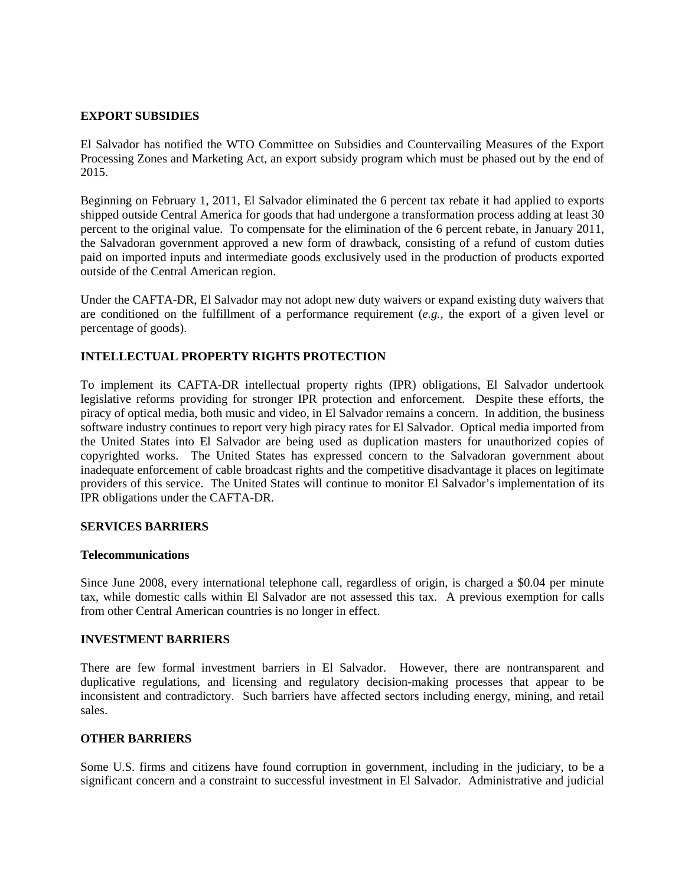## EXPORT SUBSIDIES

El Salvador has notified the WTO Committee on Subsidies and Countervailing Measures of the Export Processing Zones and Marketing Act, an export subsidy program which must be phased out by the end of 2015.

Beginning on February 1, 2011, El Salvador eliminated the 6 percent tax rebate it had applied to exports shipped outside Central America for goods that had undergone a transformation process adding at least 30 percent to the original value. To compensate for the elimination of the 6 percent rebate, in January 2011, the Salvadoran government approved a new form of drawback, consisting of a refund of custom duties paid on imported inputs and intermediate goods exclusively used in the production of products exported outside of the Central American region.

Under the CAFTA-DR, El Salvador may not adopt new duty waivers or expand existing duty waivers that are conditioned on the fulfillment of a performance requirement (*e.g.*, the export of a given level or percentage of goods).

## INTELLECTUAL PROPERTY RIGHTS PROTECTION

To implement its CAFTA-DR intellectual property rights (IPR) obligations, El Salvador undertook legislative reforms providing for stronger IPR protection and enforcement. Despite these efforts, the piracy of optical media, both music and video, in El Salvador remains a concern. In addition, the business software industry continues to report very high piracy rates for El Salvador. Optical media imported from the United States into El Salvador are being used as duplication masters for unauthorized copies of copyrighted works. The United States has expressed concern to the Salvadoran government about inadequate enforcement of cable broadcast rights and the competitive disadvantage it places on legitimate providers of this service. The United States will continue to monitor El Salvador's implementation of its IPR obligations under the CAFTA-DR.

## SERVICES BARRIERS

### Telecommunications

Since June 2008, every international telephone call, regardless of origin, is charged a $0.04 per minute tax, while domestic calls within El Salvador are not assessed this tax. A previous exemption for calls from other Central American countries is no longer in effect.

## INVESTMENT BARRIERS

There are few formal investment barriers in El Salvador. However, there are nontransparent and duplicative regulations, and licensing and regulatory decision-making processes that appear to be inconsistent and contradictory. Such barriers have affected sectors including energy, mining, and retail sales.

## OTHER BARRIERS

Some U.S. firms and citizens have found corruption in government, including in the judiciary, to be a significant concern and a constraint to successful investment in El Salvador. Administrative and judicial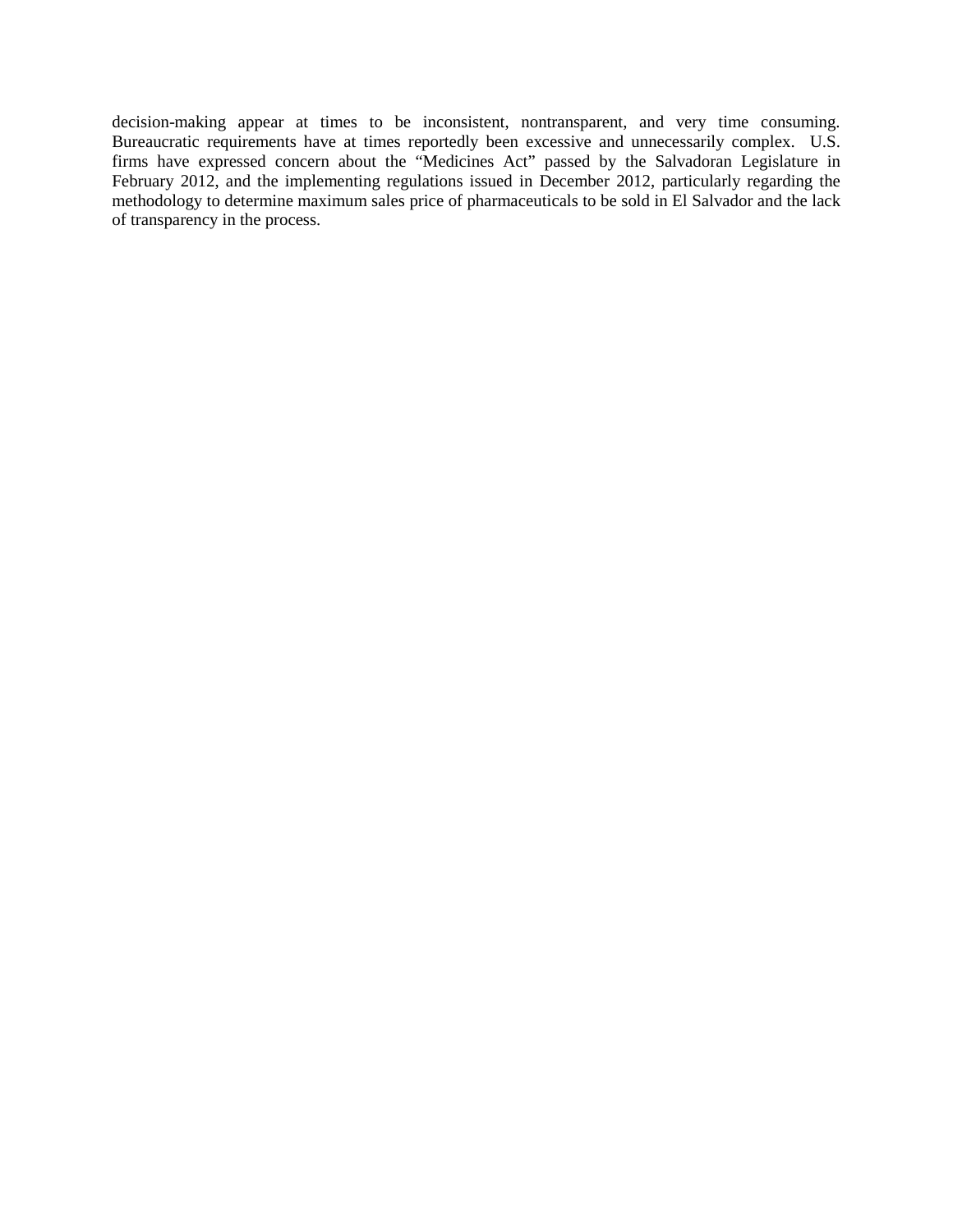decision-making appear at times to be inconsistent, nontransparent, and very time consuming. Bureaucratic requirements have at times reportedly been excessive and unnecessarily complex. U.S. firms have expressed concern about the "Medicines Act" passed by the Salvadoran Legislature in February 2012, and the implementing regulations issued in December 2012, particularly regarding the methodology to determine maximum sales price of pharmaceuticals to be sold in El Salvador and the lack of transparency in the process.